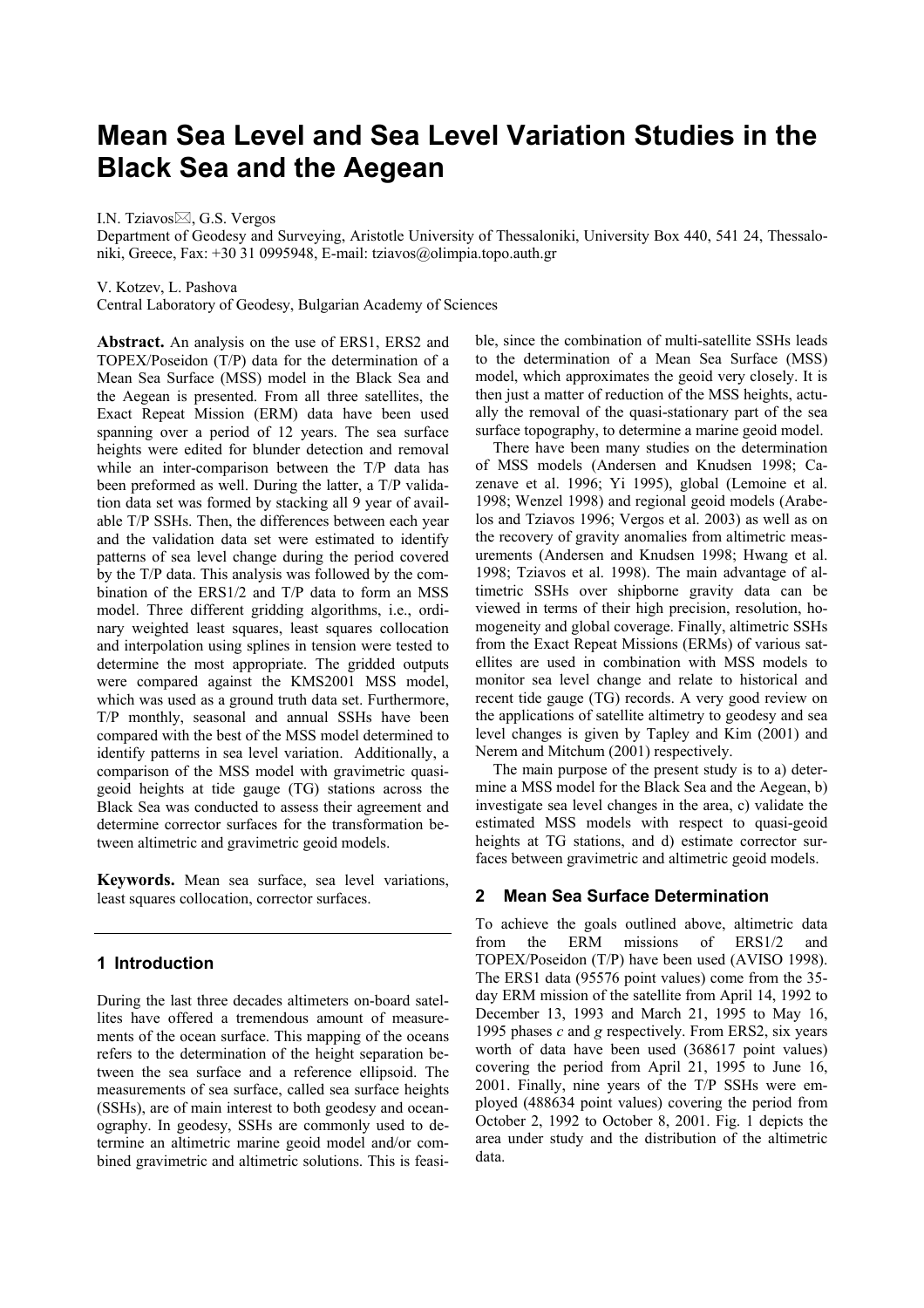# Mean Sea Level and Sea Level Variation Studies in the Black Sea and the Aegean

I.N. Tziavos✉, G.S. Vergos
Department of Geodesy and Surveying, Aristotle University of Thessaloniki, University Box 440, 541 24, Thessaloniki, Greece, Fax: +30 31 0995948, E-mail: tziavos@olimpia.topo.auth.gr

V. Kotzev, L. Pashova
Central Laboratory of Geodesy, Bulgarian Academy of Sciences

**Abstract.** An analysis on the use of ERS1, ERS2 and TOPEX/Poseidon (T/P) data for the determination of a Mean Sea Surface (MSS) model in the Black Sea and the Aegean is presented. From all three satellites, the Exact Repeat Mission (ERM) data have been used spanning over a period of 12 years. The sea surface heights were edited for blunder detection and removal while an inter-comparison between the T/P data has been preformed as well. During the latter, a T/P validation data set was formed by stacking all 9 year of available T/P SSHs. Then, the differences between each year and the validation data set were estimated to identify patterns of sea level change during the period covered by the T/P data. This analysis was followed by the combination of the ERS1/2 and T/P data to form an MSS model. Three different gridding algorithms, i.e., ordinary weighted least squares, least squares collocation and interpolation using splines in tension were tested to determine the most appropriate. The gridded outputs were compared against the KMS2001 MSS model, which was used as a ground truth data set. Furthermore, T/P monthly, seasonal and annual SSHs have been compared with the best of the MSS model determined to identify patterns in sea level variation. Additionally, a comparison of the MSS model with gravimetric quasi-geoid heights at tide gauge (TG) stations across the Black Sea was conducted to assess their agreement and determine corrector surfaces for the transformation between altimetric and gravimetric geoid models.

**Keywords.** Mean sea surface, sea level variations, least squares collocation, corrector surfaces.

## 1 Introduction

During the last three decades altimeters on-board satellites have offered a tremendous amount of measurements of the ocean surface. This mapping of the oceans refers to the determination of the height separation between the sea surface and a reference ellipsoid. The measurements of sea surface, called sea surface heights (SSHs), are of main interest to both geodesy and oceanography. In geodesy, SSHs are commonly used to determine an altimetric marine geoid model and/or combined gravimetric and altimetric solutions. This is feasible, since the combination of multi-satellite SSHs leads to the determination of a Mean Sea Surface (MSS) model, which approximates the geoid very closely. It is then just a matter of reduction of the MSS heights, actually the removal of the quasi-stationary part of the sea surface topography, to determine a marine geoid model.

There have been many studies on the determination of MSS models (Andersen and Knudsen 1998; Cazenave et al. 1996; Yi 1995), global (Lemoine et al. 1998; Wenzel 1998) and regional geoid models (Arabelos and Tziavos 1996; Vergos et al. 2003) as well as on the recovery of gravity anomalies from altimetric measurements (Andersen and Knudsen 1998; Hwang et al. 1998; Tziavos et al. 1998). The main advantage of altimetric SSHs over shipborne gravity data can be viewed in terms of their high precision, resolution, homogeneity and global coverage. Finally, altimetric SSHs from the Exact Repeat Missions (ERMs) of various satellites are used in combination with MSS models to monitor sea level change and relate to historical and recent tide gauge (TG) records. A very good review on the applications of satellite altimetry to geodesy and sea level changes is given by Tapley and Kim (2001) and Nerem and Mitchum (2001) respectively.

The main purpose of the present study is to a) determine a MSS model for the Black Sea and the Aegean, b) investigate sea level changes in the area, c) validate the estimated MSS models with respect to quasi-geoid heights at TG stations, and d) estimate corrector surfaces between gravimetric and altimetric geoid models.

## 2 Mean Sea Surface Determination

To achieve the goals outlined above, altimetric data from the ERM missions of ERS1/2 and TOPEX/Poseidon (T/P) have been used (AVISO 1998). The ERS1 data (95576 point values) come from the 35-day ERM mission of the satellite from April 14, 1992 to December 13, 1993 and March 21, 1995 to May 16, 1995 phases *c* and *g* respectively. From ERS2, six years worth of data have been used (368617 point values) covering the period from April 21, 1995 to June 16, 2001. Finally, nine years of the T/P SSHs were employed (488634 point values) covering the period from October 2, 1992 to October 8, 2001. Fig. 1 depicts the area under study and the distribution of the altimetric data.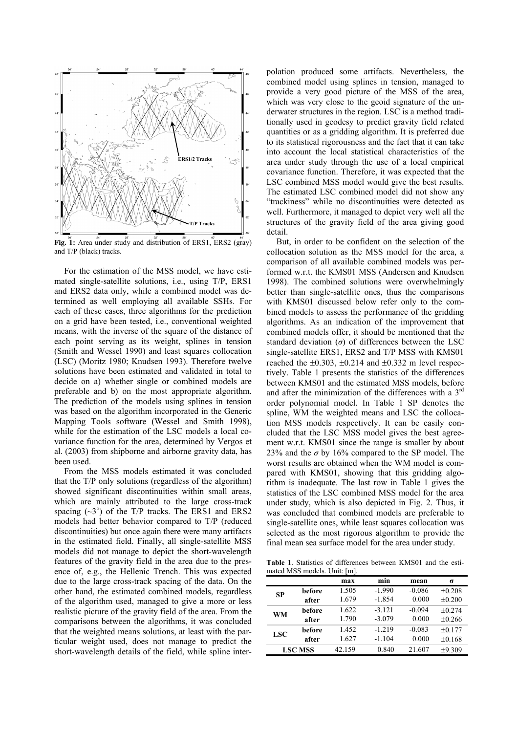**Fig. 1:** Area under study and distribution of ERS1, ERS2 (gray) and T/P (black) tracks.

For the estimation of the MSS model, we have estimated single-satellite solutions, i.e., using T/P, ERS1 and ERS2 data only, while a combined model was determined as well employing all available SSHs. For each of these cases, three algorithms for the prediction on a grid have been tested, i.e., conventional weighted means, with the inverse of the square of the distance of each point serving as its weight, splines in tension (Smith and Wessel 1990) and least squares collocation (LSC) (Moritz 1980; Knudsen 1993). Therefore twelve solutions have been estimated and validated in total to decide on a) whether single or combined models are preferable and b) on the most appropriate algorithm. The prediction of the models using splines in tension was based on the algorithm incorporated in the Generic Mapping Tools software (Wessel and Smith 1998), while for the estimation of the LSC models a local covariance function for the area, determined by Vergos et al. (2003) from shipborne and airborne gravity data, has been used.

From the MSS models estimated it was concluded that the T/P only solutions (regardless of the algorithm) showed significant discontinuities within small areas, which are mainly attributed to the large cross-track spacing (~3°) of the T/P tracks. The ERS1 and ERS2 models had better behavior compared to T/P (reduced discontinuities) but once again there were many artifacts in the estimated field. Finally, all single-satellite MSS models did not manage to depict the short-wavelength features of the gravity field in the area due to the presence of, e.g., the Hellenic Trench. This was expected due to the large cross-track spacing of the data. On the other hand, the estimated combined models, regardless of the algorithm used, managed to give a more or less realistic picture of the gravity field of the area. From the comparisons between the algorithms, it was concluded that the weighted means solutions, at least with the particular weight used, does not manage to predict the short-wavelength details of the field, while spline interpolation produced some artifacts. Nevertheless, the combined model using splines in tension, managed to provide a very good picture of the MSS of the area, which was very close to the geoid signature of the underwater structures in the region. LSC is a method traditionally used in geodesy to predict gravity field related quantities or as a gridding algorithm. It is preferred due to its statistical rigorousness and the fact that it can take into account the local statistical characteristics of the area under study through the use of a local empirical covariance function. Therefore, it was expected that the LSC combined MSS model would give the best results. The estimated LSC combined model did not show any "trackiness" while no discontinuities were detected as well. Furthermore, it managed to depict very well all the structures of the gravity field of the area giving good detail.

But, in order to be confident on the selection of the collocation solution as the MSS model for the area, a comparison of all available combined models was performed w.r.t. the KMS01 MSS (Andersen and Knudsen 1998). The combined solutions were overwhelmingly better than single-satellite ones, thus the comparisons with KMS01 discussed below refer only to the combined models to assess the performance of the gridding algorithms. As an indication of the improvement that combined models offer, it should be mentioned that the standard deviation ($\sigma$) of differences between the LSC single-satellite ERS1, ERS2 and T/P MSS with KMS01 reached the ±0.303, ±0.214 and ±0.332 m level respectively. Table 1 presents the statistics of the differences between KMS01 and the estimated MSS models, before and after the minimization of the differences with a 3[rd] order polynomial model. In Table 1 SP denotes the spline, WM the weighted means and LSC the collocation MSS models respectively. It can be easily concluded that the LSC MSS model gives the best agreement w.r.t. KMS01 since the range is smaller by about 23% and the $\sigma$ by 16% compared to the SP model. The worst results are obtained when the WM model is compared with KMS01, showing that this gridding algorithm is inadequate. The last row in Table 1 gives the statistics of the LSC combined MSS model for the area under study, which is also depicted in Fig. 2. Thus, it was concluded that combined models are preferable to single-satellite ones, while least squares collocation was selected as the most rigorous algorithm to provide the final mean sea surface model for the area under study.

**Table 1**. Statistics of differences between KMS01 and the estimated MSS models. Unit: [m].

| | | max | min | mean | σ |
|---|---|---|---|---|---|
| **SP** | **before** | 1.505 | -1.990 | -0.086 | ±0.208 |
| | **after** | 1.679 | -1.854 | 0.000 | ±0.200 |
| **WM** | **before** | 1.622 | -3.121 | -0.094 | ±0.274 |
| | **after** | 1.790 | -3.079 | 0.000 | ±0.266 |
| **LSC** | **before** | 1.452 | -1.219 | -0.083 | ±0.177 |
| | **after** | 1.627 | -1.104 | 0.000 | ±0.168 |
| **LSC MSS** | | 42.159 | 0.840 | 21.607 | ±9.309 |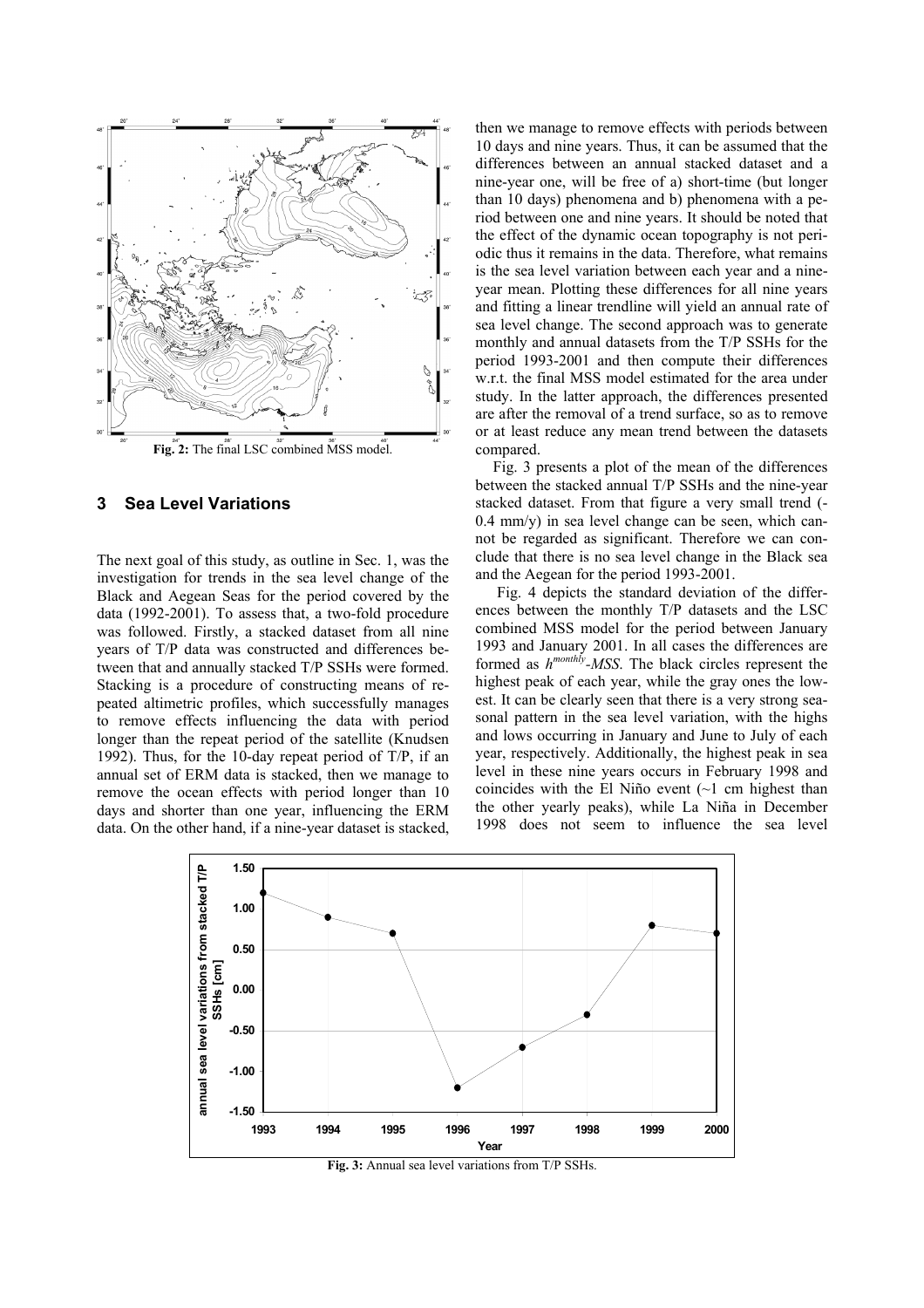Fig. 2: The final LSC combined MSS model.

## 3 Sea Level Variations

The next goal of this study, as outline in Sec. 1, was the investigation for trends in the sea level change of the Black and Aegean Seas for the period covered by the data (1992-2001). To assess that, a two-fold procedure was followed. Firstly, a stacked dataset from all nine years of T/P data was constructed and differences between that and annually stacked T/P SSHs were formed. Stacking is a procedure of constructing means of repeated altimetric profiles, which successfully manages to remove effects influencing the data with period longer than the repeat period of the satellite (Knudsen 1992). Thus, for the 10-day repeat period of T/P, if an annual set of ERM data is stacked, then we manage to remove the ocean effects with period longer than 10 days and shorter than one year, influencing the ERM data. On the other hand, if a nine-year dataset is stacked, then we manage to remove effects with periods between 10 days and nine years. Thus, it can be assumed that the differences between an annual stacked dataset and a nine-year one, will be free of a) short-time (but longer than 10 days) phenomena and b) phenomena with a period between one and nine years. It should be noted that the effect of the dynamic ocean topography is not periodic thus it remains in the data. Therefore, what remains is the sea level variation between each year and a nine-year mean. Plotting these differences for all nine years and fitting a linear trendline will yield an annual rate of sea level change. The second approach was to generate monthly and annual datasets from the T/P SSHs for the period 1993-2001 and then compute their differences w.r.t. the final MSS model estimated for the area under study. In the latter approach, the differences presented are after the removal of a trend surface, so as to remove or at least reduce any mean trend between the datasets compared.

Fig. 3 presents a plot of the mean of the differences between the stacked annual T/P SSHs and the nine-year stacked dataset. From that figure a very small trend (-0.4 mm/y) in sea level change can be seen, which cannot be regarded as significant. Therefore we can conclude that there is no sea level change in the Black sea and the Aegean for the period 1993-2001.

Fig. 4 depicts the standard deviation of the differences between the monthly T/P datasets and the LSC combined MSS model for the period between January 1993 and January 2001. In all cases the differences are formed as $h^{monthly}$-*MSS*. The black circles represent the highest peak of each year, while the gray ones the lowest. It can be clearly seen that there is a very strong seasonal pattern in the sea level variation, with the highs and lows occurring in January and June to July of each year, respectively. Additionally, the highest peak in sea level in these nine years occurs in February 1998 and coincides with the El Niño event (~1 cm highest than the other yearly peaks), while La Niña in December 1998 does not seem to influence the sea level

Fig. 3: Annual sea level variations from T/P SSHs.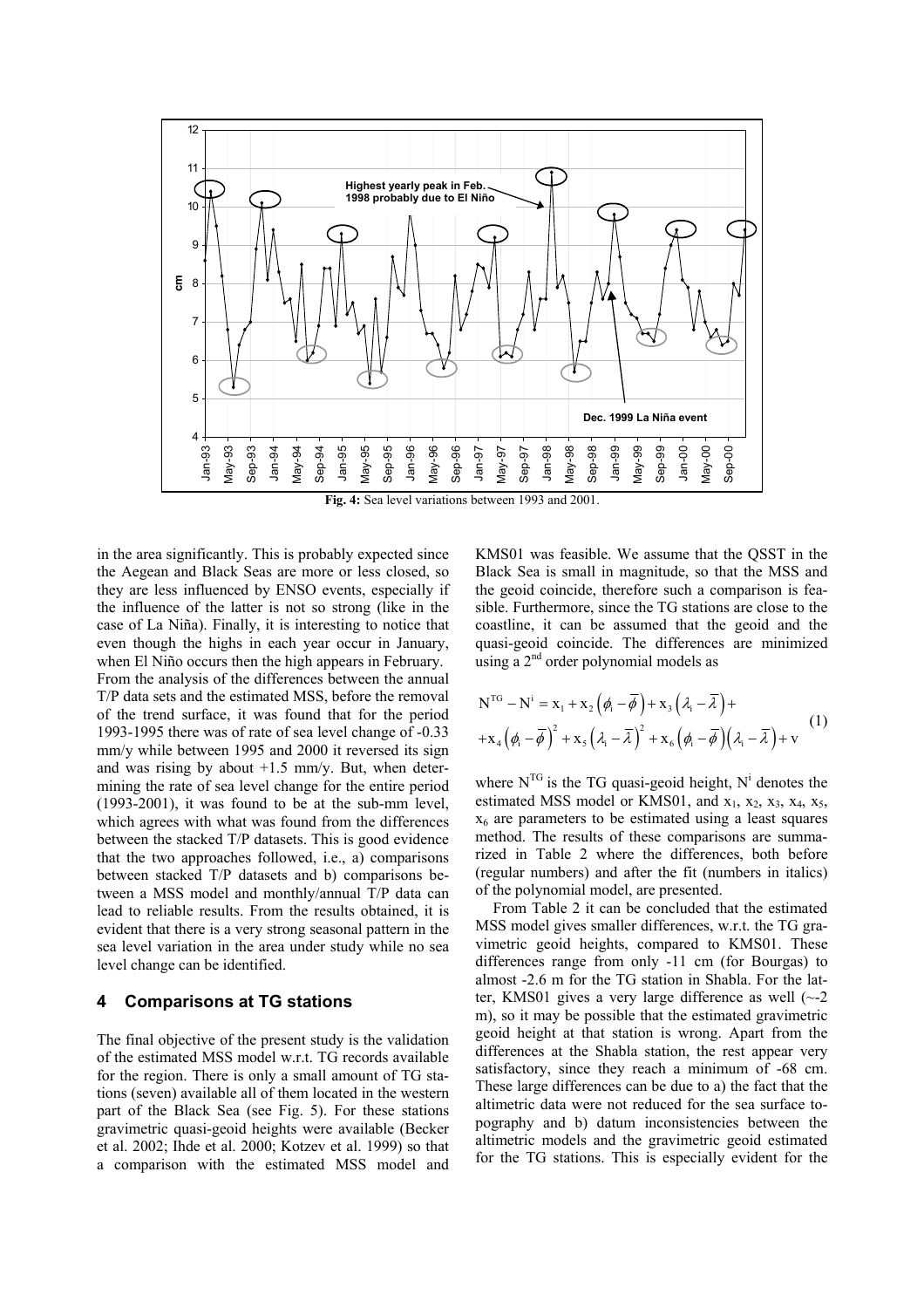**Fig. 4:** Sea level variations between 1993 and 2001.

in the area significantly. This is probably expected since the Aegean and Black Seas are more or less closed, so they are less influenced by ENSO events, especially if the influence of the latter is not so strong (like in the case of La Niña). Finally, it is interesting to notice that even though the highs in each year occur in January, when El Niño occurs then the high appears in February. From the analysis of the differences between the annual T/P data sets and the estimated MSS, before the removal of the trend surface, it was found that for the period 1993-1995 there was of rate of sea level change of -0.33 mm/y while between 1995 and 2000 it reversed its sign and was rising by about +1.5 mm/y. But, when determining the rate of sea level change for the entire period (1993-2001), it was found to be at the sub-mm level, which agrees with what was found from the differences between the stacked T/P datasets. This is good evidence that the two approaches followed, i.e., a) comparisons between stacked T/P datasets and b) comparisons between a MSS model and monthly/annual T/P data can lead to reliable results. From the results obtained, it is evident that there is a very strong seasonal pattern in the sea level variation in the area under study while no sea level change can be identified.

## 4 Comparisons at TG stations

The final objective of the present study is the validation of the estimated MSS model w.r.t. TG records available for the region. There is only a small amount of TG stations (seven) available all of them located in the western part of the Black Sea (see Fig. 5). For these stations gravimetric quasi-geoid heights were available (Becker et al. 2002; Ihde et al. 2000; Kotzev et al. 1999) so that a comparison with the estimated MSS model and KMS01 was feasible. We assume that the QSST in the Black Sea is small in magnitude, so that the MSS and the geoid coincide, therefore such a comparison is feasible. Furthermore, since the TG stations are close to the coastline, it can be assumed that the geoid and the quasi-geoid coincide. The differences are minimized using a 2[nd] order polynomial models as

$$
\begin{aligned}
N^{TG} - N^{i} &= x_1 + x_2\left(\phi_i - \bar{\phi}\right) + x_3\left(\lambda_i - \bar{\lambda}\right) + \\
&+ x_4\left(\phi_i - \bar{\phi}\right)^2 + x_5\left(\lambda_i - \bar{\lambda}\right)^2 + x_6\left(\phi_i - \bar{\phi}\right)\left(\lambda_i - \bar{\lambda}\right) + v
\end{aligned} \tag{1}
$$

where $N^{TG}$ is the TG quasi-geoid height, $N^{i}$ denotes the estimated MSS model or KMS01, and $x_1$, $x_2$, $x_3$, $x_4$, $x_5$, $x_6$ are parameters to be estimated using a least squares method. The results of these comparisons are summarized in Table 2 where the differences, both before (regular numbers) and after the fit (numbers in italics) of the polynomial model, are presented.

From Table 2 it can be concluded that the estimated MSS model gives smaller differences, w.r.t. the TG gravimetric geoid heights, compared to KMS01. These differences range from only -11 cm (for Bourgas) to almost -2.6 m for the TG station in Shabla. For the latter, KMS01 gives a very large difference as well (~-2 m), so it may be possible that the estimated gravimetric geoid height at that station is wrong. Apart from the differences at the Shabla station, the rest appear very satisfactory, since they reach a minimum of -68 cm. These large differences can be due to a) the fact that the altimetric data were not reduced for the sea surface topography and b) datum inconsistencies between the altimetric models and the gravimetric geoid estimated for the TG stations. This is especially evident for the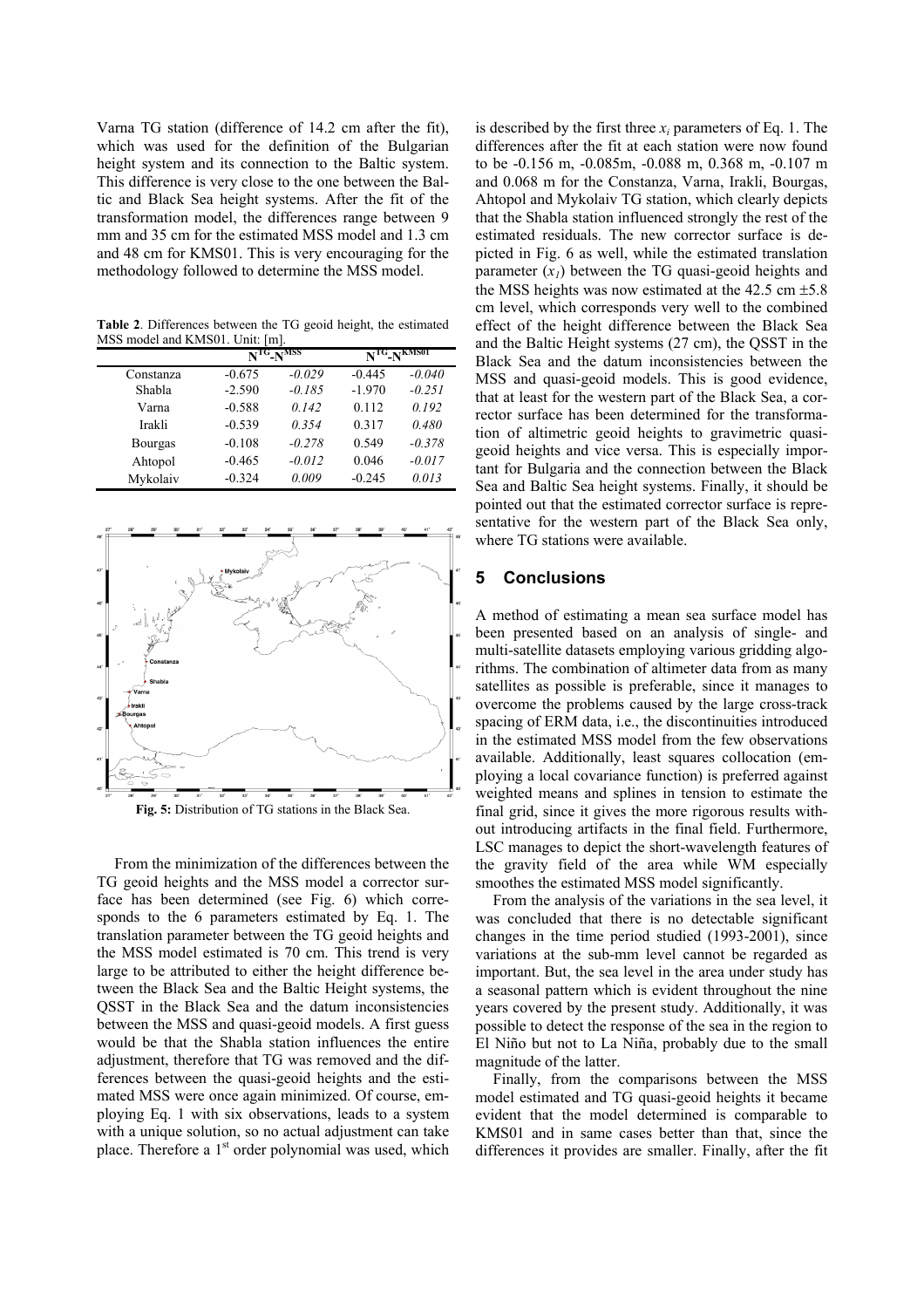Varna TG station (difference of 14.2 cm after the fit), which was used for the definition of the Bulgarian height system and its connection to the Baltic system. This difference is very close to the one between the Baltic and Black Sea height systems. After the fit of the transformation model, the differences range between 9 mm and 35 cm for the estimated MSS model and 1.3 cm and 48 cm for KMS01. This is very encouraging for the methodology followed to determine the MSS model.

**Table 2**. Differences between the TG geoid height, the estimated MSS model and KMS01. Unit: [m].

| | $N^{TG}$-$N^{MSS}$ | | $N^{TG}$-$N^{KMS01}$ | |
|---|---|---|---|---|
| Constanza | -0.675 | *-0.029* | -0.445 | *-0.040* |
| Shabla | -2.590 | *-0.185* | -1.970 | *-0.251* |
| Varna | -0.588 | *0.142* | 0.112 | *0.192* |
| Irakli | -0.539 | *0.354* | 0.317 | *0.480* |
| Bourgas | -0.108 | *-0.278* | 0.549 | *-0.378* |
| Ahtopol | -0.465 | *-0.012* | 0.046 | *-0.017* |
| Mykolaiv | -0.324 | *0.009* | -0.245 | *0.013* |

Mykolaiv
Constanza
Shabla
Varna
Irakli
Bourgas
Ahtopol

**Fig. 5:** Distribution of TG stations in the Black Sea.

From the minimization of the differences between the TG geoid heights and the MSS model a corrector surface has been determined (see Fig. 6) which corresponds to the 6 parameters estimated by Eq. 1. The translation parameter between the TG geoid heights and the MSS model estimated is 70 cm. This trend is very large to be attributed to either the height difference between the Black Sea and the Baltic Height systems, the QSST in the Black Sea and the datum inconsistencies between the MSS and quasi-geoid models. A first guess would be that the Shabla station influences the entire adjustment, therefore that TG was removed and the differences between the quasi-geoid heights and the estimated MSS were once again minimized. Of course, employing Eq. 1 with six observations, leads to a system with a unique solution, so no actual adjustment can take place. Therefore a 1[st] order polynomial was used, which is described by the first three $x_i$ parameters of Eq. 1. The differences after the fit at each station were now found to be -0.156 m, -0.085m, -0.088 m, 0.368 m, -0.107 m and 0.068 m for the Constanza, Varna, Irakli, Bourgas, Ahtopol and Mykolaiv TG station, which clearly depicts that the Shabla station influenced strongly the rest of the estimated residuals. The new corrector surface is depicted in Fig. 6 as well, while the estimated translation parameter ($x_1$) between the TG quasi-geoid heights and the MSS heights was now estimated at the 42.5 cm ±5.8 cm level, which corresponds very well to the combined effect of the height difference between the Black Sea and the Baltic Height systems (27 cm), the QSST in the Black Sea and the datum inconsistencies between the MSS and quasi-geoid models. This is good evidence, that at least for the western part of the Black Sea, a corrector surface has been determined for the transformation of altimetric geoid heights to gravimetric quasi-geoid heights and vice versa. This is especially important for Bulgaria and the connection between the Black Sea and Baltic Sea height systems. Finally, it should be pointed out that the estimated corrector surface is representative for the western part of the Black Sea only, where TG stations were available.

## 5 Conclusions

A method of estimating a mean sea surface model has been presented based on an analysis of single- and multi-satellite datasets employing various gridding algorithms. The combination of altimeter data from as many satellites as possible is preferable, since it manages to overcome the problems caused by the large cross-track spacing of ERM data, i.e., the discontinuities introduced in the estimated MSS model from the few observations available. Additionally, least squares collocation (employing a local covariance function) is preferred against weighted means and splines in tension to estimate the final grid, since it gives the more rigorous results without introducing artifacts in the final field. Furthermore, LSC manages to depict the short-wavelength features of the gravity field of the area while WM especially smoothes the estimated MSS model significantly.

From the analysis of the variations in the sea level, it was concluded that there is no detectable significant changes in the time period studied (1993-2001), since variations at the sub-mm level cannot be regarded as important. But, the sea level in the area under study has a seasonal pattern which is evident throughout the nine years covered by the present study. Additionally, it was possible to detect the response of the sea in the region to El Niño but not to La Niña, probably due to the small magnitude of the latter.

Finally, from the comparisons between the MSS model estimated and TG quasi-geoid heights it became evident that the model determined is comparable to KMS01 and in same cases better than that, since the differences it provides are smaller. Finally, after the fit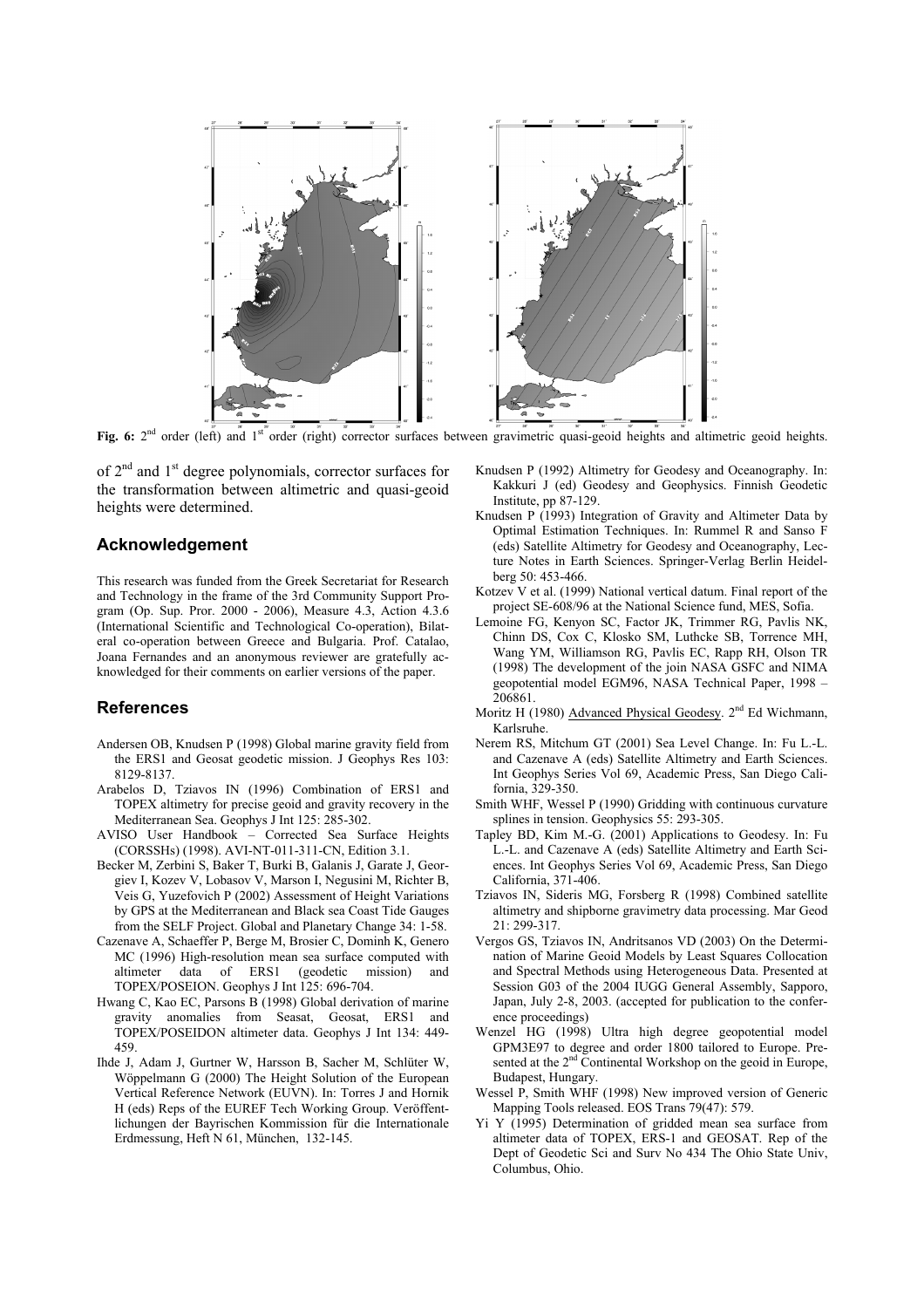Fig. 6: 2nd order (left) and 1st order (right) corrector surfaces between gravimetric quasi-geoid heights and altimetric geoid heights.

of 2nd and 1st degree polynomials, corrector surfaces for the transformation between altimetric and quasi-geoid heights were determined.

## Acknowledgement

This research was funded from the Greek Secretariat for Research and Technology in the frame of the 3rd Community Support Program (Op. Sup. Pror. 2000 - 2006), Measure 4.3, Action 4.3.6 (International Scientific and Technological Co-operation), Bilateral co-operation between Greece and Bulgaria. Prof. Catalao, Joana Fernandes and an anonymous reviewer are gratefully acknowledged for their comments on earlier versions of the paper.

## References

Andersen OB, Knudsen P (1998) Global marine gravity field from the ERS1 and Geosat geodetic mission. J Geophys Res 103: 8129-8137.

Arabelos D, Tziavos IN (1996) Combination of ERS1 and TOPEX altimetry for precise geoid and gravity recovery in the Mediterranean Sea. Geophys J Int 125: 285-302.

AVISO User Handbook – Corrected Sea Surface Heights (CORSSHs) (1998). AVI-NT-011-311-CN, Edition 3.1.

Becker M, Zerbini S, Baker T, Burki B, Galanis J, Garate J, Georgiev I, Kozev V, Lobasov V, Marson I, Negusini M, Richter B, Veis G, Yuzefovich P (2002) Assessment of Height Variations by GPS at the Mediterranean and Black sea Coast Tide Gauges from the SELF Project. Global and Planetary Change 34: 1-58.

Cazenave A, Schaeffer P, Berge M, Brosier C, Dominh K, Genero MC (1996) High-resolution mean sea surface computed with altimeter data of ERS1 (geodetic mission) and TOPEX/POSEION. Geophys J Int 125: 696-704.

Hwang C, Kao EC, Parsons B (1998) Global derivation of marine gravity anomalies from Seasat, Geosat, ERS1 and TOPEX/POSEIDON altimeter data. Geophys J Int 134: 449-459.

Ihde J, Adam J, Gurtner W, Harsson B, Sacher M, Schlüter W, Wöppelmann G (2000) The Height Solution of the European Vertical Reference Network (EUVN). In: Torres J and Hornik H (eds) Reps of the EUREF Tech Working Group. Veröffentlichungen der Bayrischen Kommission für die Internationale Erdmessung, Heft N 61, München, 132-145.

Knudsen P (1992) Altimetry for Geodesy and Oceanography. In: Kakkuri J (ed) Geodesy and Geophysics. Finnish Geodetic Institute, pp 87-129.

Knudsen P (1993) Integration of Gravity and Altimeter Data by Optimal Estimation Techniques. In: Rummel R and Sanso F (eds) Satellite Altimetry for Geodesy and Oceanography, Lecture Notes in Earth Sciences. Springer-Verlag Berlin Heidelberg 50: 453-466.

Kotzev V et al. (1999) National vertical datum. Final report of the project SE-608/96 at the National Science fund, MES, Sofia.

Lemoine FG, Kenyon SC, Factor JK, Trimmer RG, Pavlis NK, Chinn DS, Cox C, Klosko SM, Luthcke SB, Torrence MH, Wang YM, Williamson RG, Pavlis EC, Rapp RH, Olson TR (1998) The development of the join NASA GSFC and NIMA geopotential model EGM96, NASA Technical Paper, 1998 – 206861.

Moritz H (1980) Advanced Physical Geodesy. 2nd Ed Wichmann, Karlsruhe.

Nerem RS, Mitchum GT (2001) Sea Level Change. In: Fu L.-L. and Cazenave A (eds) Satellite Altimetry and Earth Sciences. Int Geophys Series Vol 69, Academic Press, San Diego California, 329-350.

Smith WHF, Wessel P (1990) Gridding with continuous curvature splines in tension. Geophysics 55: 293-305.

Tapley BD, Kim M.-G. (2001) Applications to Geodesy. In: Fu L.-L. and Cazenave A (eds) Satellite Altimetry and Earth Sciences. Int Geophys Series Vol 69, Academic Press, San Diego California, 371-406.

Tziavos IN, Sideris MG, Forsberg R (1998) Combined satellite altimetry and shipborne gravimetry data processing. Mar Geod 21: 299-317.

Vergos GS, Tziavos IN, Andritsanos VD (2003) On the Determination of Marine Geoid Models by Least Squares Collocation and Spectral Methods using Heterogeneous Data. Presented at Session G03 of the 2004 IUGG General Assembly, Sapporo, Japan, July 2-8, 2003. (accepted for publication to the conference proceedings)

Wenzel HG (1998) Ultra high degree geopotential model GPM3E97 to degree and order 1800 tailored to Europe. Presented at the 2nd Continental Workshop on the geoid in Europe, Budapest, Hungary.

Wessel P, Smith WHF (1998) New improved version of Generic Mapping Tools released. EOS Trans 79(47): 579.

Yi Y (1995) Determination of gridded mean sea surface from altimeter data of TOPEX, ERS-1 and GEOSAT. Rep of the Dept of Geodetic Sci and Surv No 434 The Ohio State Univ, Columbus, Ohio.